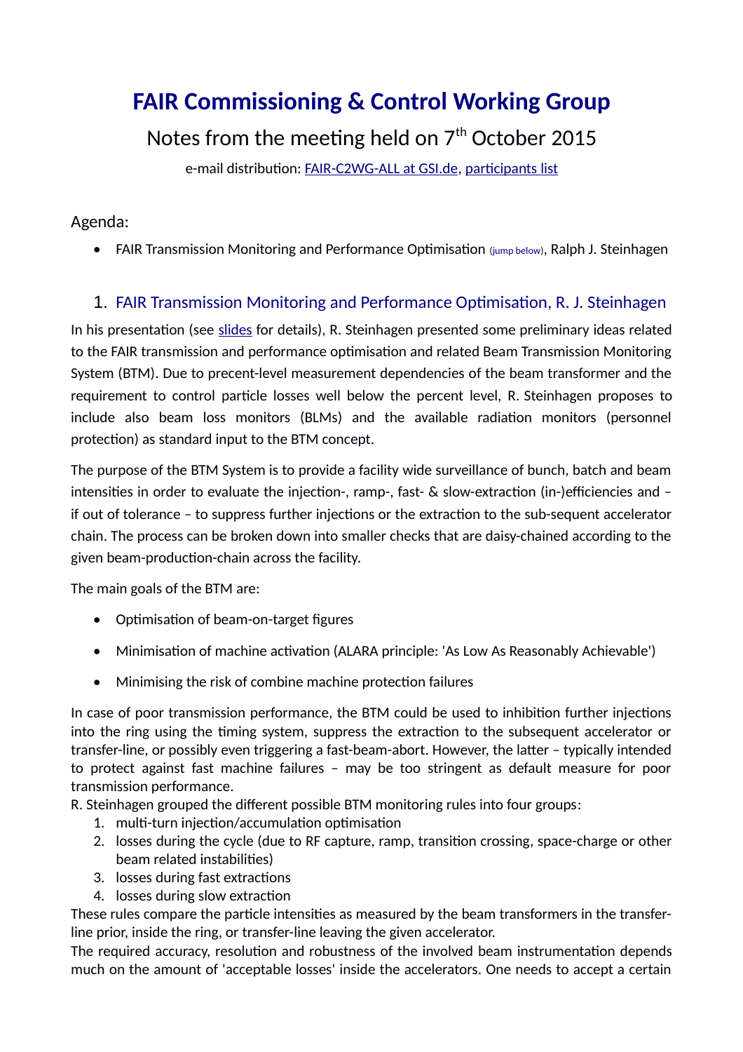# FAIR Commissioning & Control Working Group

Notes from the meeting held on 7th October 2015

e-mail distribution: FAIR-C2WG-ALL at GSI.de, participants list

Agenda:

- FAIR Transmission Monitoring and Performance Optimisation (jump below), Ralph J. Steinhagen

## 1. FAIR Transmission Monitoring and Performance Optimisation, R. J. Steinhagen

In his presentation (see slides for details), R. Steinhagen presented some preliminary ideas related to the FAIR transmission and performance optimisation and related Beam Transmission Monitoring System (BTM). Due to precent-level measurement dependencies of the beam transformer and the requirement to control particle losses well below the percent level, R. Steinhagen proposes to include also beam loss monitors (BLMs) and the available radiation monitors (personnel protection) as standard input to the BTM concept.

The purpose of the BTM System is to provide a facility wide surveillance of bunch, batch and beam intensities in order to evaluate the injection-, ramp-, fast- & slow-extraction (in-)efficiencies and – if out of tolerance – to suppress further injections or the extraction to the sub-sequent accelerator chain. The process can be broken down into smaller checks that are daisy-chained according to the given beam-production-chain across the facility.

The main goals of the BTM are:

- Optimisation of beam-on-target figures
- Minimisation of machine activation (ALARA principle: 'As Low As Reasonably Achievable')
- Minimising the risk of combine machine protection failures

In case of poor transmission performance, the BTM could be used to inhibition further injections into the ring using the timing system, suppress the extraction to the subsequent accelerator or transfer-line, or possibly even triggering a fast-beam-abort. However, the latter – typically intended to protect against fast machine failures – may be too stringent as default measure for poor transmission performance.

R. Steinhagen grouped the different possible BTM monitoring rules into four groups:

1. multi-turn injection/accumulation optimisation
2. losses during the cycle (due to RF capture, ramp, transition crossing, space-charge or other beam related instabilities)
3. losses during fast extractions
4. losses during slow extraction

These rules compare the particle intensities as measured by the beam transformers in the transfer-line prior, inside the ring, or transfer-line leaving the given accelerator.

The required accuracy, resolution and robustness of the involved beam instrumentation depends much on the amount of 'acceptable losses' inside the accelerators. One needs to accept a certain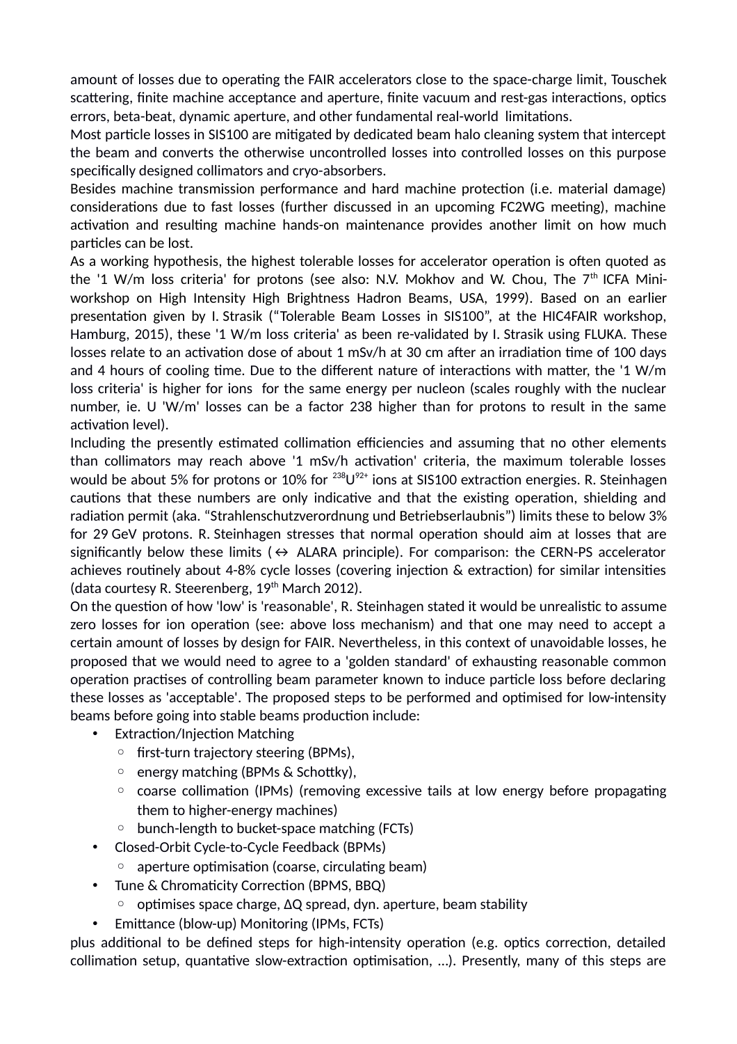amount of losses due to operating the FAIR accelerators close to the space-charge limit, Touschek scattering, finite machine acceptance and aperture, finite vacuum and rest-gas interactions, optics errors, beta-beat, dynamic aperture, and other fundamental real-world limitations.

Most particle losses in SIS100 are mitigated by dedicated beam halo cleaning system that intercept the beam and converts the otherwise uncontrolled losses into controlled losses on this purpose specifically designed collimators and cryo-absorbers.

Besides machine transmission performance and hard machine protection (i.e. material damage) considerations due to fast losses (further discussed in an upcoming FC2WG meeting), machine activation and resulting machine hands-on maintenance provides another limit on how much particles can be lost.

As a working hypothesis, the highest tolerable losses for accelerator operation is often quoted as the '1 W/m loss criteria' for protons (see also: N.V. Mokhov and W. Chou, The 7th ICFA Mini-workshop on High Intensity High Brightness Hadron Beams, USA, 1999). Based on an earlier presentation given by I. Strasik ("Tolerable Beam Losses in SIS100", at the HIC4FAIR workshop, Hamburg, 2015), these '1 W/m loss criteria' as been re-validated by I. Strasik using FLUKA. These losses relate to an activation dose of about 1 mSv/h at 30 cm after an irradiation time of 100 days and 4 hours of cooling time. Due to the different nature of interactions with matter, the '1 W/m loss criteria' is higher for ions for the same energy per nucleon (scales roughly with the nuclear number, ie. U 'W/m' losses can be a factor 238 higher than for protons to result in the same activation level).

Including the presently estimated collimation efficiencies and assuming that no other elements than collimators may reach above '1 mSv/h activation' criteria, the maximum tolerable losses would be about 5% for protons or 10% for $^{238}U^{92+}$ ions at SIS100 extraction energies. R. Steinhagen cautions that these numbers are only indicative and that the existing operation, shielding and radiation permit (aka. "Strahlenschutzverordnung und Betriebserlaubnis") limits these to below 3% for 29 GeV protons. R. Steinhagen stresses that normal operation should aim at losses that are significantly below these limits ($\leftrightarrow$ ALARA principle). For comparison: the CERN-PS accelerator achieves routinely about 4-8% cycle losses (covering injection & extraction) for similar intensities (data courtesy R. Steerenberg, 19th March 2012).

On the question of how 'low' is 'reasonable', R. Steinhagen stated it would be unrealistic to assume zero losses for ion operation (see: above loss mechanism) and that one may need to accept a certain amount of losses by design for FAIR. Nevertheless, in this context of unavoidable losses, he proposed that we would need to agree to a 'golden standard' of exhausting reasonable common operation practises of controlling beam parameter known to induce particle loss before declaring these losses as 'acceptable'. The proposed steps to be performed and optimised for low-intensity beams before going into stable beams production include:

- Extraction/Injection Matching
  - first-turn trajectory steering (BPMs),
  - energy matching (BPMs & Schottky),
  - coarse collimation (IPMs) (removing excessive tails at low energy before propagating them to higher-energy machines)
  - bunch-length to bucket-space matching (FCTs)
- Closed-Orbit Cycle-to-Cycle Feedback (BPMs)
  - aperture optimisation (coarse, circulating beam)
- Tune & Chromaticity Correction (BPMS, BBQ)
  - optimises space charge, $\Delta Q$ spread, dyn. aperture, beam stability
- Emittance (blow-up) Monitoring (IPMs, FCTs)

plus additional to be defined steps for high-intensity operation (e.g. optics correction, detailed collimation setup, quantative slow-extraction optimisation, ...). Presently, many of this steps are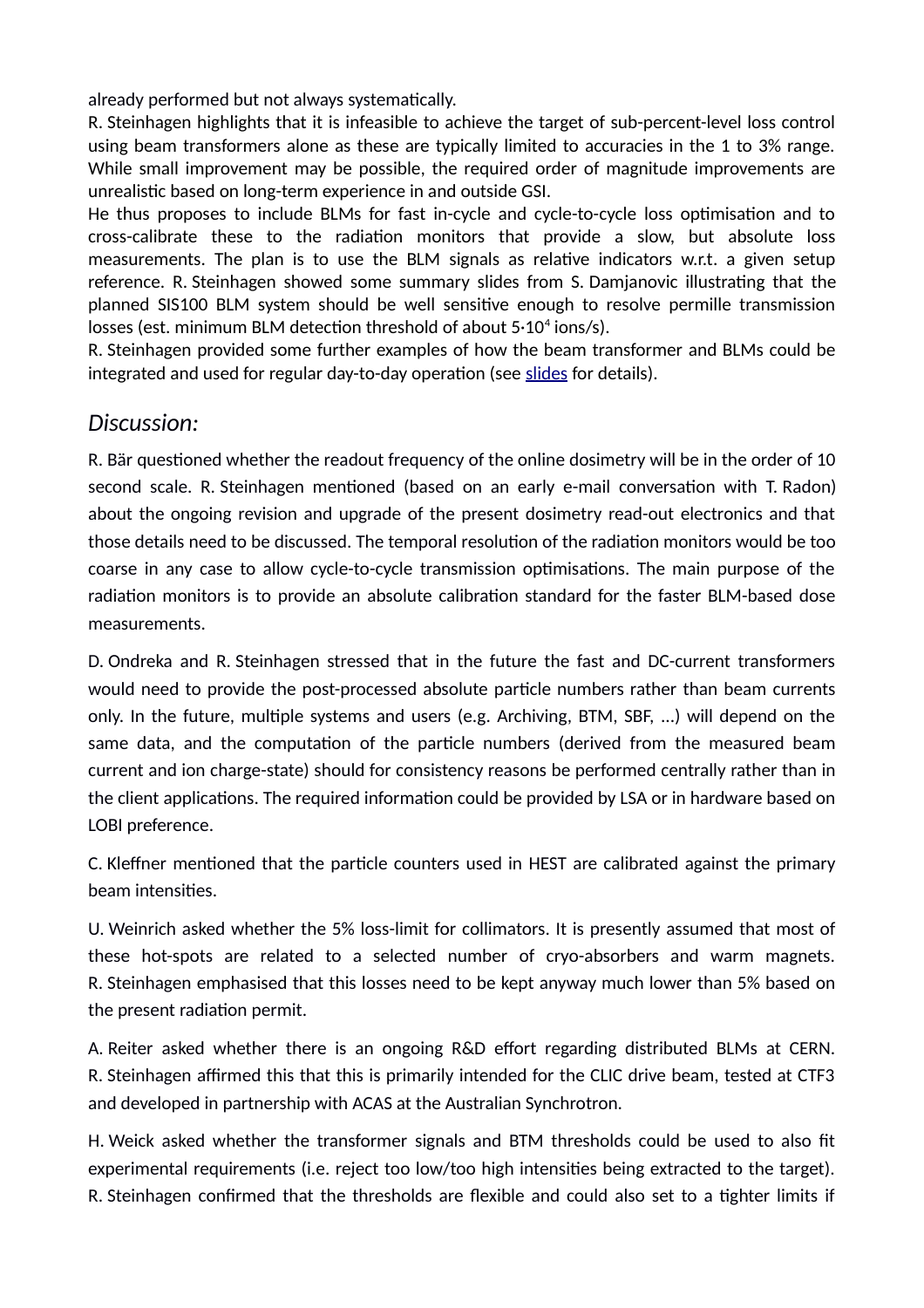already performed but not always systematically.

R. Steinhagen highlights that it is infeasible to achieve the target of sub-percent-level loss control using beam transformers alone as these are typically limited to accuracies in the 1 to 3% range. While small improvement may be possible, the required order of magnitude improvements are unrealistic based on long-term experience in and outside GSI.

He thus proposes to include BLMs for fast in-cycle and cycle-to-cycle loss optimisation and to cross-calibrate these to the radiation monitors that provide a slow, but absolute loss measurements. The plan is to use the BLM signals as relative indicators w.r.t. a given setup reference. R. Steinhagen showed some summary slides from S. Damjanovic illustrating that the planned SIS100 BLM system should be well sensitive enough to resolve permille transmission losses (est. minimum BLM detection threshold of about $5 \cdot 10^4$ ions/s).

R. Steinhagen provided some further examples of how the beam transformer and BLMs could be integrated and used for regular day-to-day operation (see slides for details).

## *Discussion:*

R. Bär questioned whether the readout frequency of the online dosimetry will be in the order of 10 second scale. R. Steinhagen mentioned (based on an early e-mail conversation with T. Radon) about the ongoing revision and upgrade of the present dosimetry read-out electronics and that those details need to be discussed. The temporal resolution of the radiation monitors would be too coarse in any case to allow cycle-to-cycle transmission optimisations. The main purpose of the radiation monitors is to provide an absolute calibration standard for the faster BLM-based dose measurements.

D. Ondreka and R. Steinhagen stressed that in the future the fast and DC-current transformers would need to provide the post-processed absolute particle numbers rather than beam currents only. In the future, multiple systems and users (e.g. Archiving, BTM, SBF, …) will depend on the same data, and the computation of the particle numbers (derived from the measured beam current and ion charge-state) should for consistency reasons be performed centrally rather than in the client applications. The required information could be provided by LSA or in hardware based on LOBI preference.

C. Kleffner mentioned that the particle counters used in HEST are calibrated against the primary beam intensities.

U. Weinrich asked whether the 5% loss-limit for collimators. It is presently assumed that most of these hot-spots are related to a selected number of cryo-absorbers and warm magnets. R. Steinhagen emphasised that this losses need to be kept anyway much lower than 5% based on the present radiation permit.

A. Reiter asked whether there is an ongoing R&D effort regarding distributed BLMs at CERN. R. Steinhagen affirmed this that this is primarily intended for the CLIC drive beam, tested at CTF3 and developed in partnership with ACAS at the Australian Synchrotron.

H. Weick asked whether the transformer signals and BTM thresholds could be used to also fit experimental requirements (i.e. reject too low/too high intensities being extracted to the target). R. Steinhagen confirmed that the thresholds are flexible and could also set to a tighter limits if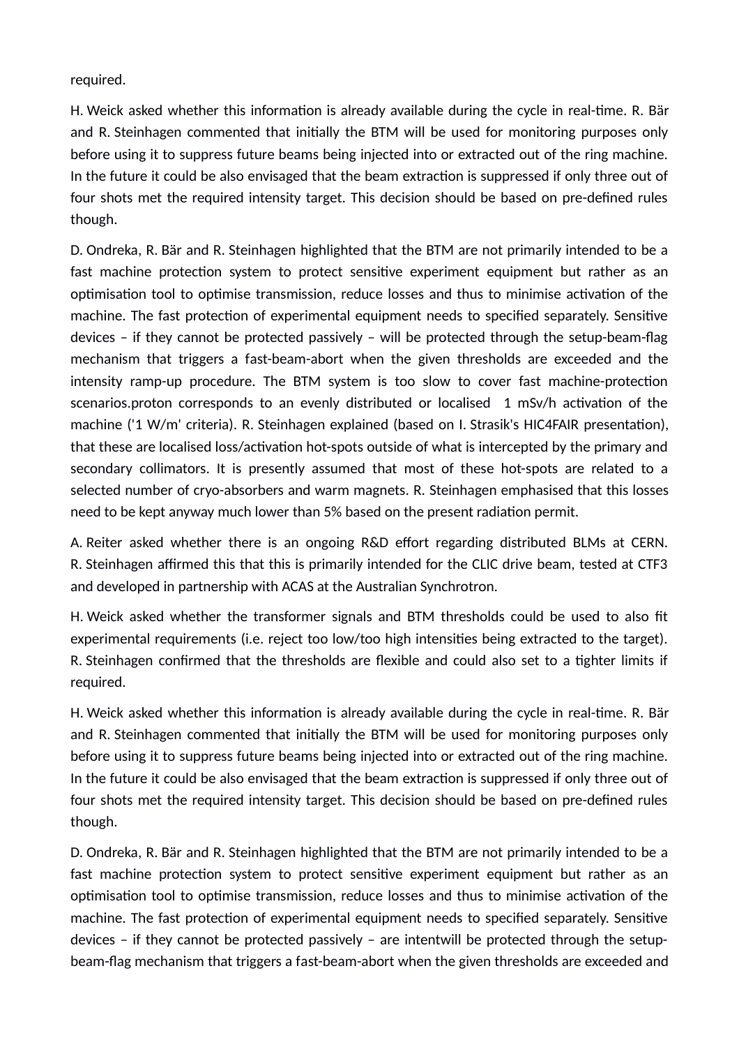required.

H. Weick asked whether this information is already available during the cycle in real-time. R. Bär and R. Steinhagen commented that initially the BTM will be used for monitoring purposes only before using it to suppress future beams being injected into or extracted out of the ring machine. In the future it could be also envisaged that the beam extraction is suppressed if only three out of four shots met the required intensity target. This decision should be based on pre-defined rules though.

D. Ondreka, R. Bär and R. Steinhagen highlighted that the BTM are not primarily intended to be a fast machine protection system to protect sensitive experiment equipment but rather as an optimisation tool to optimise transmission, reduce losses and thus to minimise activation of the machine. The fast protection of experimental equipment needs to specified separately. Sensitive devices – if they cannot be protected passively – will be protected through the setup-beam-flag mechanism that triggers a fast-beam-abort when the given thresholds are exceeded and the intensity ramp-up procedure. The BTM system is too slow to cover fast machine-protection scenarios.proton corresponds to an evenly distributed or localised 1 mSv/h activation of the machine ('1 W/m' criteria). R. Steinhagen explained (based on I. Strasik's HIC4FAIR presentation), that these are localised loss/activation hot-spots outside of what is intercepted by the primary and secondary collimators. It is presently assumed that most of these hot-spots are related to a selected number of cryo-absorbers and warm magnets. R. Steinhagen emphasised that this losses need to be kept anyway much lower than 5% based on the present radiation permit.

A. Reiter asked whether there is an ongoing R&D effort regarding distributed BLMs at CERN. R. Steinhagen affirmed this that this is primarily intended for the CLIC drive beam, tested at CTF3 and developed in partnership with ACAS at the Australian Synchrotron.

H. Weick asked whether the transformer signals and BTM thresholds could be used to also fit experimental requirements (i.e. reject too low/too high intensities being extracted to the target). R. Steinhagen confirmed that the thresholds are flexible and could also set to a tighter limits if required.

H. Weick asked whether this information is already available during the cycle in real-time. R. Bär and R. Steinhagen commented that initially the BTM will be used for monitoring purposes only before using it to suppress future beams being injected into or extracted out of the ring machine. In the future it could be also envisaged that the beam extraction is suppressed if only three out of four shots met the required intensity target. This decision should be based on pre-defined rules though.

D. Ondreka, R. Bär and R. Steinhagen highlighted that the BTM are not primarily intended to be a fast machine protection system to protect sensitive experiment equipment but rather as an optimisation tool to optimise transmission, reduce losses and thus to minimise activation of the machine. The fast protection of experimental equipment needs to specified separately. Sensitive devices – if they cannot be protected passively – are intentwill be protected through the setup-beam-flag mechanism that triggers a fast-beam-abort when the given thresholds are exceeded and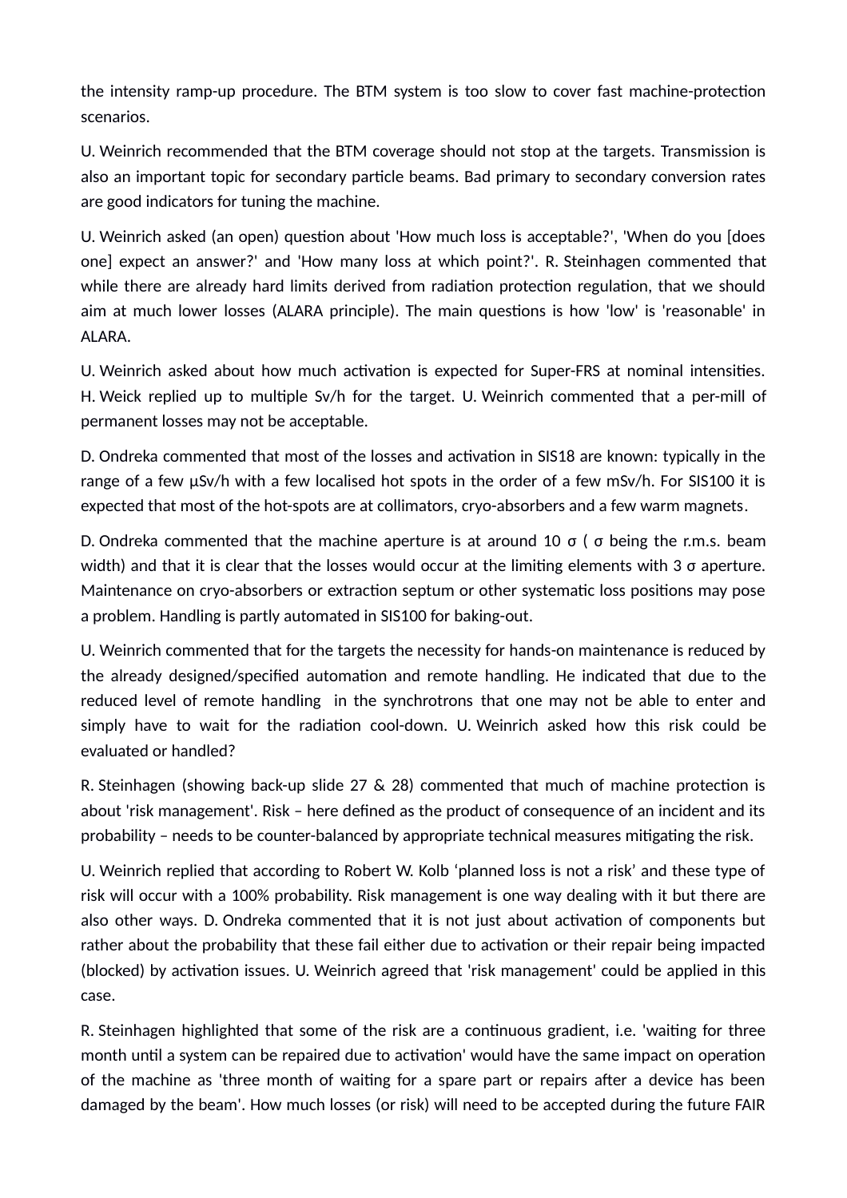the intensity ramp-up procedure. The BTM system is too slow to cover fast machine-protection scenarios.

U. Weinrich recommended that the BTM coverage should not stop at the targets. Transmission is also an important topic for secondary particle beams. Bad primary to secondary conversion rates are good indicators for tuning the machine.

U. Weinrich asked (an open) question about 'How much loss is acceptable?', 'When do you [does one] expect an answer?' and 'How many loss at which point?'. R. Steinhagen commented that while there are already hard limits derived from radiation protection regulation, that we should aim at much lower losses (ALARA principle). The main questions is how 'low' is 'reasonable' in ALARA.

U. Weinrich asked about how much activation is expected for Super-FRS at nominal intensities. H. Weick replied up to multiple Sv/h for the target. U. Weinrich commented that a per-mill of permanent losses may not be acceptable.

D. Ondreka commented that most of the losses and activation in SIS18 are known: typically in the range of a few µSv/h with a few localised hot spots in the order of a few mSv/h. For SIS100 it is expected that most of the hot-spots are at collimators, cryo-absorbers and a few warm magnets.

D. Ondreka commented that the machine aperture is at around 10 $\sigma$ ( $\sigma$ being the r.m.s. beam width) and that it is clear that the losses would occur at the limiting elements with 3 $\sigma$ aperture. Maintenance on cryo-absorbers or extraction septum or other systematic loss positions may pose a problem. Handling is partly automated in SIS100 for baking-out.

U. Weinrich commented that for the targets the necessity for hands-on maintenance is reduced by the already designed/specified automation and remote handling. He indicated that due to the reduced level of remote handling in the synchrotrons that one may not be able to enter and simply have to wait for the radiation cool-down. U. Weinrich asked how this risk could be evaluated or handled?

R. Steinhagen (showing back-up slide 27 & 28) commented that much of machine protection is about 'risk management'. Risk – here defined as the product of consequence of an incident and its probability – needs to be counter-balanced by appropriate technical measures mitigating the risk.

U. Weinrich replied that according to Robert W. Kolb 'planned loss is not a risk' and these type of risk will occur with a 100% probability. Risk management is one way dealing with it but there are also other ways. D. Ondreka commented that it is not just about activation of components but rather about the probability that these fail either due to activation or their repair being impacted (blocked) by activation issues. U. Weinrich agreed that 'risk management' could be applied in this case.

R. Steinhagen highlighted that some of the risk are a continuous gradient, i.e. 'waiting for three month until a system can be repaired due to activation' would have the same impact on operation of the machine as 'three month of waiting for a spare part or repairs after a device has been damaged by the beam'. How much losses (or risk) will need to be accepted during the future FAIR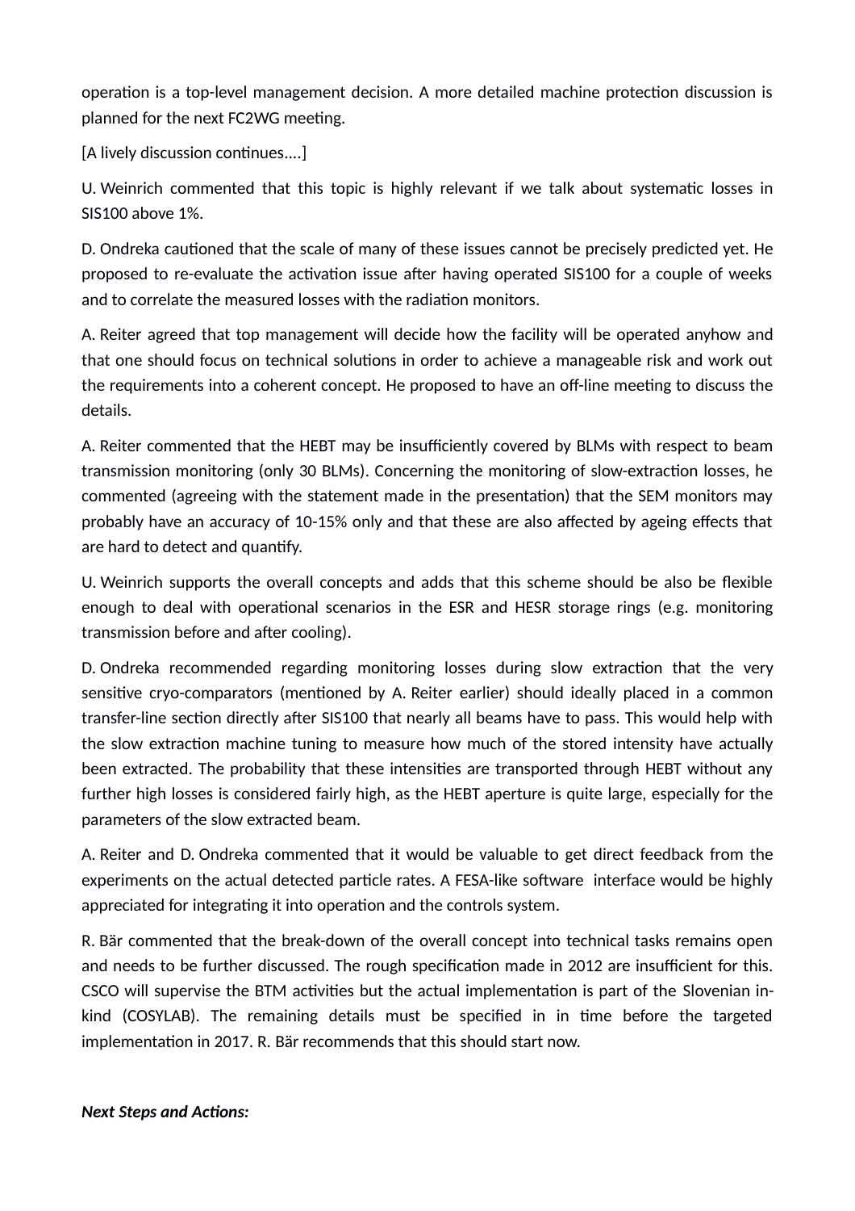operation is a top-level management decision. A more detailed machine protection discussion is planned for the next FC2WG meeting.

[A lively discussion continues....]

U. Weinrich commented that this topic is highly relevant if we talk about systematic losses in SIS100 above 1%.

D. Ondreka cautioned that the scale of many of these issues cannot be precisely predicted yet. He proposed to re-evaluate the activation issue after having operated SIS100 for a couple of weeks and to correlate the measured losses with the radiation monitors.

A. Reiter agreed that top management will decide how the facility will be operated anyhow and that one should focus on technical solutions in order to achieve a manageable risk and work out the requirements into a coherent concept. He proposed to have an off-line meeting to discuss the details.

A. Reiter commented that the HEBT may be insufficiently covered by BLMs with respect to beam transmission monitoring (only 30 BLMs). Concerning the monitoring of slow-extraction losses, he commented (agreeing with the statement made in the presentation) that the SEM monitors may probably have an accuracy of 10-15% only and that these are also affected by ageing effects that are hard to detect and quantify.

U. Weinrich supports the overall concepts and adds that this scheme should be also be flexible enough to deal with operational scenarios in the ESR and HESR storage rings (e.g. monitoring transmission before and after cooling).

D. Ondreka recommended regarding monitoring losses during slow extraction that the very sensitive cryo-comparators (mentioned by A. Reiter earlier) should ideally placed in a common transfer-line section directly after SIS100 that nearly all beams have to pass. This would help with the slow extraction machine tuning to measure how much of the stored intensity have actually been extracted. The probability that these intensities are transported through HEBT without any further high losses is considered fairly high, as the HEBT aperture is quite large, especially for the parameters of the slow extracted beam.

A. Reiter and D. Ondreka commented that it would be valuable to get direct feedback from the experiments on the actual detected particle rates. A FESA-like software interface would be highly appreciated for integrating it into operation and the controls system.

R. Bär commented that the break-down of the overall concept into technical tasks remains open and needs to be further discussed. The rough specification made in 2012 are insufficient for this. CSCO will supervise the BTM activities but the actual implementation is part of the Slovenian in-kind (COSYLAB). The remaining details must be specified in in time before the targeted implementation in 2017. R. Bär recommends that this should start now.

***Next Steps and Actions:***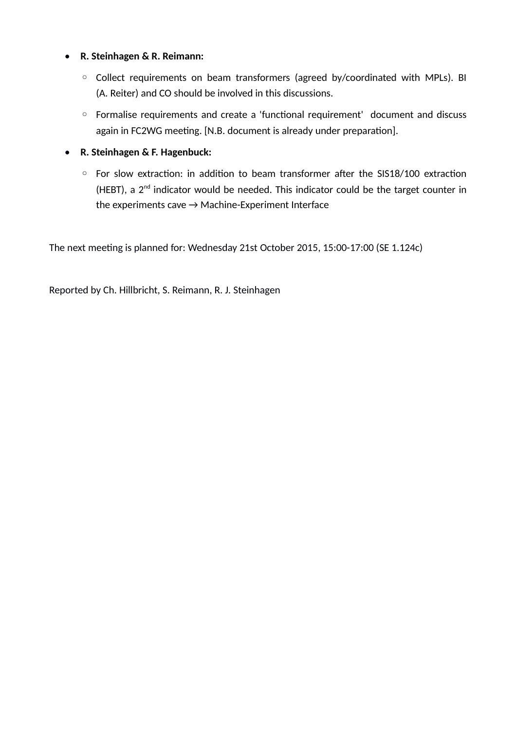- **R. Steinhagen & R. Reimann:**
    - Collect requirements on beam transformers (agreed by/coordinated with MPLs). BI (A. Reiter) and CO should be involved in this discussions.
    - Formalise requirements and create a 'functional requirement' document and discuss again in FC2WG meeting. [N.B. document is already under preparation].
- **R. Steinhagen & F. Hagenbuck:**
    - For slow extraction: in addition to beam transformer after the SIS18/100 extraction (HEBT), a 2nd indicator would be needed. This indicator could be the target counter in the experiments cave → Machine-Experiment Interface

The next meeting is planned for: Wednesday 21st October 2015, 15:00-17:00 (SE 1.124c)

Reported by Ch. Hillbricht, S. Reimann, R. J. Steinhagen